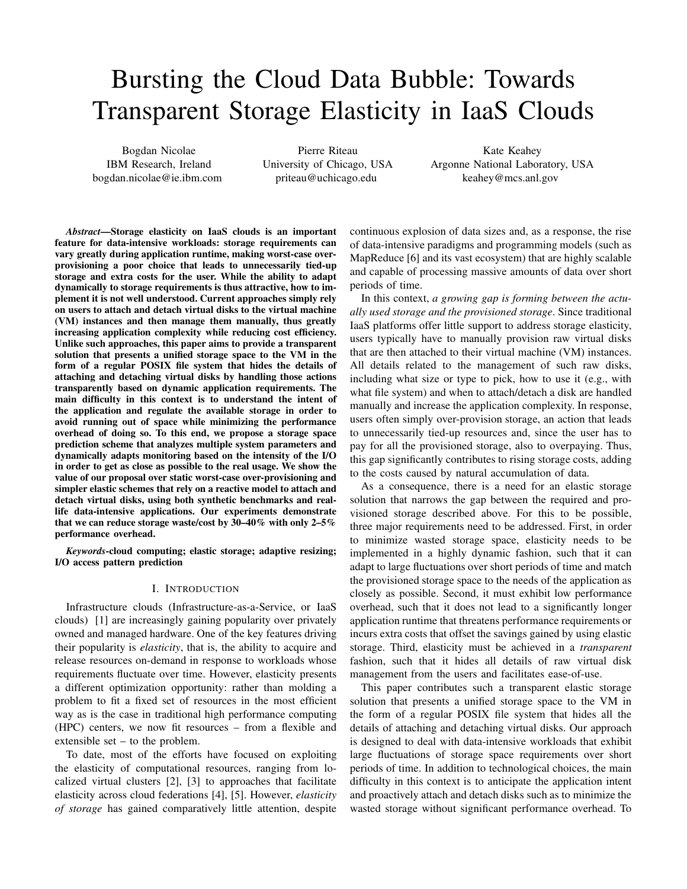# Bursting the Cloud Data Bubble: Towards Transparent Storage Elasticity in IaaS Clouds

Bogdan Nicolae
IBM Research, Ireland
bogdan.nicolae@ie.ibm.com

Pierre Riteau
University of Chicago, USA
priteau@uchicago.edu

Kate Keahey
Argonne National Laboratory, USA
keahey@mcs.anl.gov

***Abstract*—Storage elasticity on IaaS clouds is an important feature for data-intensive workloads: storage requirements can vary greatly during application runtime, making worst-case over-provisioning a poor choice that leads to unnecessarily tied-up storage and extra costs for the user. While the ability to adapt dynamically to storage requirements is thus attractive, how to implement it is not well understood. Current approaches simply rely on users to attach and detach virtual disks to the virtual machine (VM) instances and then manage them manually, thus greatly increasing application complexity while reducing cost efficiency. Unlike such approaches, this paper aims to provide a transparent solution that presents a unified storage space to the VM in the form of a regular POSIX file system that hides the details of attaching and detaching virtual disks by handling those actions transparently based on dynamic application requirements. The main difficulty in this context is to understand the intent of the application and regulate the available storage in order to avoid running out of space while minimizing the performance overhead of doing so. To this end, we propose a storage space prediction scheme that analyzes multiple system parameters and dynamically adapts monitoring based on the intensity of the I/O in order to get as close as possible to the real usage. We show the value of our proposal over static worst-case over-provisioning and simpler elastic schemes that rely on a reactive model to attach and detach virtual disks, using both synthetic benchmarks and real-life data-intensive applications. Our experiments demonstrate that we can reduce storage waste/cost by 30–40% with only 2–5% performance overhead.**

***Keywords*-cloud computing; elastic storage; adaptive resizing; I/O access pattern prediction**

## I. Introduction

Infrastructure clouds (Infrastructure-as-a-Service, or IaaS clouds) [1] are increasingly gaining popularity over privately owned and managed hardware. One of the key features driving their popularity is *elasticity*, that is, the ability to acquire and release resources on-demand in response to workloads whose requirements fluctuate over time. However, elasticity presents a different optimization opportunity: rather than molding a problem to fit a fixed set of resources in the most efficient way as is the case in traditional high performance computing (HPC) centers, we now fit resources – from a flexible and extensible set – to the problem.

To date, most of the efforts have focused on exploiting the elasticity of computational resources, ranging from localized virtual clusters [2], [3] to approaches that facilitate elasticity across cloud federations [4], [5]. However, *elasticity of storage* has gained comparatively little attention, despite continuous explosion of data sizes and, as a response, the rise of data-intensive paradigms and programming models (such as MapReduce [6] and its vast ecosystem) that are highly scalable and capable of processing massive amounts of data over short periods of time.

In this context, *a growing gap is forming between the actually used storage and the provisioned storage*. Since traditional IaaS platforms offer little support to address storage elasticity, users typically have to manually provision raw virtual disks that are then attached to their virtual machine (VM) instances. All details related to the management of such raw disks, including what size or type to pick, how to use it (e.g., with what file system) and when to attach/detach a disk are handled manually and increase the application complexity. In response, users often simply over-provision storage, an action that leads to unnecessarily tied-up resources and, since the user has to pay for all the provisioned storage, also to overpaying. Thus, this gap significantly contributes to rising storage costs, adding to the costs caused by natural accumulation of data.

As a consequence, there is a need for an elastic storage solution that narrows the gap between the required and provisioned storage described above. For this to be possible, three major requirements need to be addressed. First, in order to minimize wasted storage space, elasticity needs to be implemented in a highly dynamic fashion, such that it can adapt to large fluctuations over short periods of time and match the provisioned storage space to the needs of the application as closely as possible. Second, it must exhibit low performance overhead, such that it does not lead to a significantly longer application runtime that threatens performance requirements or incurs extra costs that offset the savings gained by using elastic storage. Third, elasticity must be achieved in a *transparent* fashion, such that it hides all details of raw virtual disk management from the users and facilitates ease-of-use.

This paper contributes such a transparent elastic storage solution that presents a unified storage space to the VM in the form of a regular POSIX file system that hides all the details of attaching and detaching virtual disks. Our approach is designed to deal with data-intensive workloads that exhibit large fluctuations of storage space requirements over short periods of time. In addition to technological choices, the main difficulty in this context is to anticipate the application intent and proactively attach and detach disks such as to minimize the wasted storage without significant performance overhead. To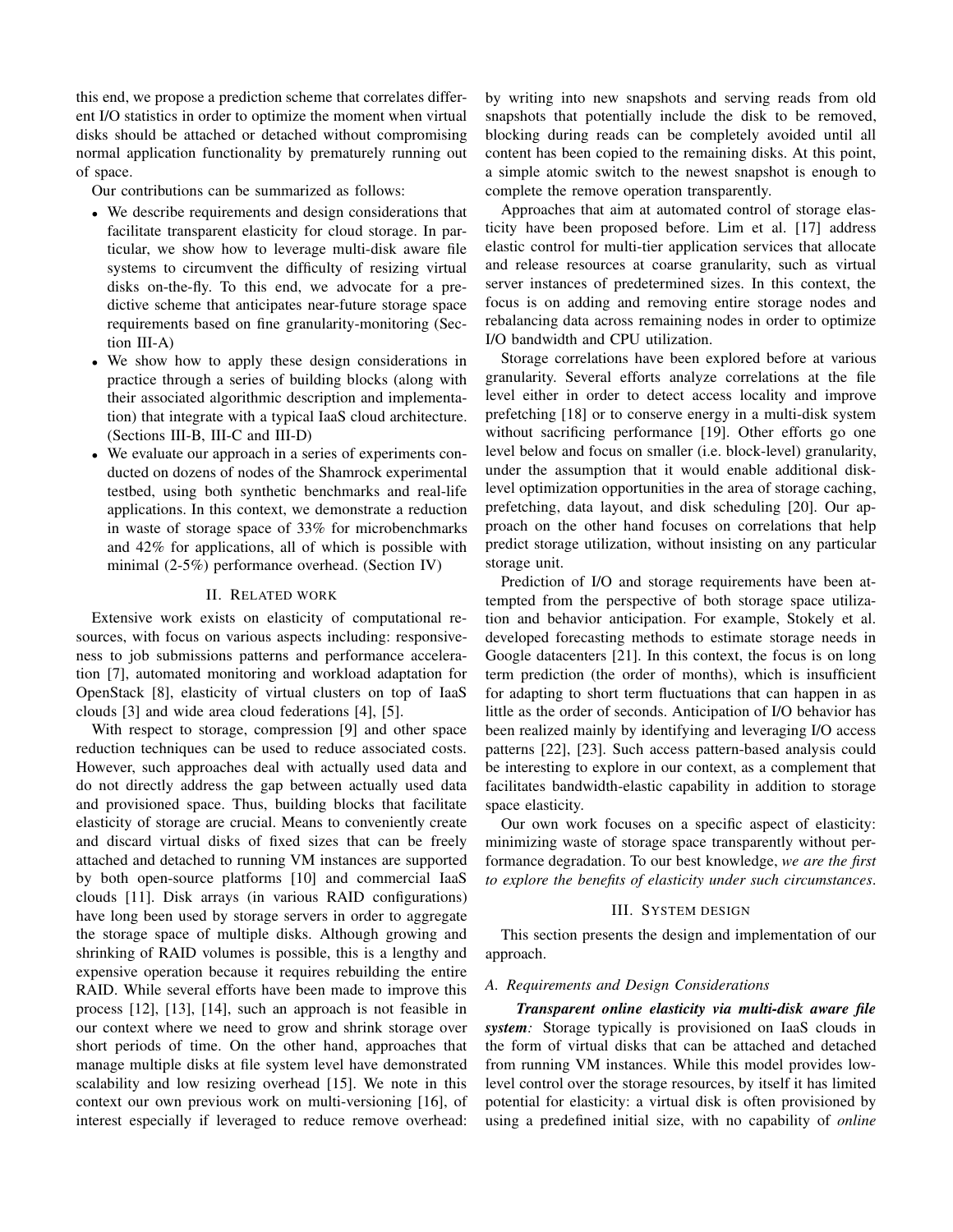this end, we propose a prediction scheme that correlates different I/O statistics in order to optimize the moment when virtual disks should be attached or detached without compromising normal application functionality by prematurely running out of space.

Our contributions can be summarized as follows:

- We describe requirements and design considerations that facilitate transparent elasticity for cloud storage. In particular, we show how to leverage multi-disk aware file systems to circumvent the difficulty of resizing virtual disks on-the-fly. To this end, we advocate for a predictive scheme that anticipates near-future storage space requirements based on fine granularity-monitoring (Section III-A)
- We show how to apply these design considerations in practice through a series of building blocks (along with their associated algorithmic description and implementation) that integrate with a typical IaaS cloud architecture. (Sections III-B, III-C and III-D)
- We evaluate our approach in a series of experiments conducted on dozens of nodes of the Shamrock experimental testbed, using both synthetic benchmarks and real-life applications. In this context, we demonstrate a reduction in waste of storage space of 33% for microbenchmarks and 42% for applications, all of which is possible with minimal (2-5%) performance overhead. (Section IV)

## II. Related work

Extensive work exists on elasticity of computational resources, with focus on various aspects including: responsiveness to job submissions patterns and performance acceleration [7], automated monitoring and workload adaptation for OpenStack [8], elasticity of virtual clusters on top of IaaS clouds [3] and wide area cloud federations [4], [5].

With respect to storage, compression [9] and other space reduction techniques can be used to reduce associated costs. However, such approaches deal with actually used data and do not directly address the gap between actually used data and provisioned space. Thus, building blocks that facilitate elasticity of storage are crucial. Means to conveniently create and discard virtual disks of fixed sizes that can be freely attached and detached to running VM instances are supported by both open-source platforms [10] and commercial IaaS clouds [11]. Disk arrays (in various RAID configurations) have long been used by storage servers in order to aggregate the storage space of multiple disks. Although growing and shrinking of RAID volumes is possible, this is a lengthy and expensive operation because it requires rebuilding the entire RAID. While several efforts have been made to improve this process [12], [13], [14], such an approach is not feasible in our context where we need to grow and shrink storage over short periods of time. On the other hand, approaches that manage multiple disks at file system level have demonstrated scalability and low resizing overhead [15]. We note in this context our own previous work on multi-versioning [16], of interest especially if leveraged to reduce remove overhead: by writing into new snapshots and serving reads from old snapshots that potentially include the disk to be removed, blocking during reads can be completely avoided until all content has been copied to the remaining disks. At this point, a simple atomic switch to the newest snapshot is enough to complete the remove operation transparently.

Approaches that aim at automated control of storage elasticity have been proposed before. Lim et al. [17] address elastic control for multi-tier application services that allocate and release resources at coarse granularity, such as virtual server instances of predetermined sizes. In this context, the focus is on adding and removing entire storage nodes and rebalancing data across remaining nodes in order to optimize I/O bandwidth and CPU utilization.

Storage correlations have been explored before at various granularity. Several efforts analyze correlations at the file level either in order to detect access locality and improve prefetching [18] or to conserve energy in a multi-disk system without sacrificing performance [19]. Other efforts go one level below and focus on smaller (i.e. block-level) granularity, under the assumption that it would enable additional disk-level optimization opportunities in the area of storage caching, prefetching, data layout, and disk scheduling [20]. Our approach on the other hand focuses on correlations that help predict storage utilization, without insisting on any particular storage unit.

Prediction of I/O and storage requirements have been attempted from the perspective of both storage space utilization and behavior anticipation. For example, Stokely et al. developed forecasting methods to estimate storage needs in Google datacenters [21]. In this context, the focus is on long term prediction (the order of months), which is insufficient for adapting to short term fluctuations that can happen in as little as the order of seconds. Anticipation of I/O behavior has been realized mainly by identifying and leveraging I/O access patterns [22], [23]. Such access pattern-based analysis could be interesting to explore in our context, as a complement that facilitates bandwidth-elastic capability in addition to storage space elasticity.

Our own work focuses on a specific aspect of elasticity: minimizing waste of storage space transparently without performance degradation. To our best knowledge, *we are the first to explore the benefits of elasticity under such circumstances*.

## III. System design

This section presents the design and implementation of our approach.

### A. Requirements and Design Considerations

***Transparent online elasticity via multi-disk aware file system:*** Storage typically is provisioned on IaaS clouds in the form of virtual disks that can be attached and detached from running VM instances. While this model provides low-level control over the storage resources, by itself it has limited potential for elasticity: a virtual disk is often provisioned by using a predefined initial size, with no capability of *online*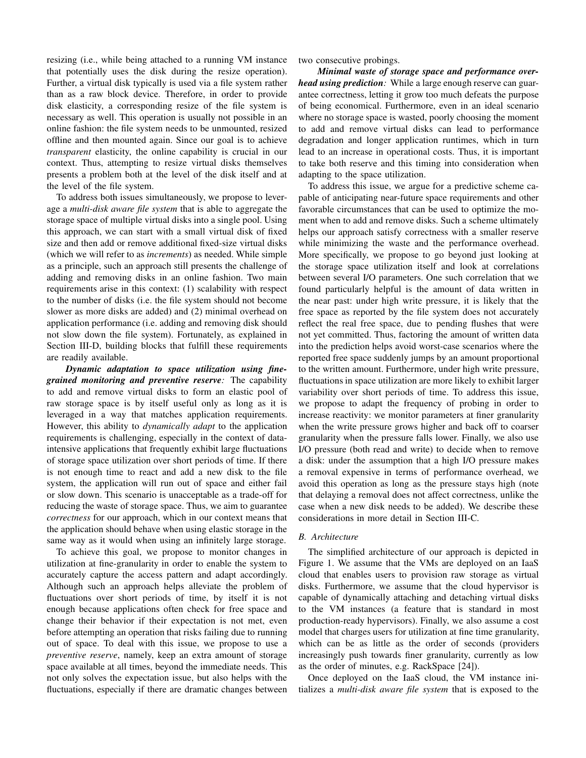resizing (i.e., while being attached to a running VM instance that potentially uses the disk during the resize operation). Further, a virtual disk typically is used via a file system rather than as a raw block device. Therefore, in order to provide disk elasticity, a corresponding resize of the file system is necessary as well. This operation is usually not possible in an online fashion: the file system needs to be unmounted, resized offline and then mounted again. Since our goal is to achieve *transparent* elasticity, the online capability is crucial in our context. Thus, attempting to resize virtual disks themselves presents a problem both at the level of the disk itself and at the level of the file system.

To address both issues simultaneously, we propose to leverage a *multi-disk aware file system* that is able to aggregate the storage space of multiple virtual disks into a single pool. Using this approach, we can start with a small virtual disk of fixed size and then add or remove additional fixed-size virtual disks (which we will refer to as *increments*) as needed. While simple as a principle, such an approach still presents the challenge of adding and removing disks in an online fashion. Two main requirements arise in this context: (1) scalability with respect to the number of disks (i.e. the file system should not become slower as more disks are added) and (2) minimal overhead on application performance (i.e. adding and removing disk should not slow down the file system). Fortunately, as explained in Section III-D, building blocks that fulfill these requirements are readily available.

***Dynamic adaptation to space utilization using fine-grained monitoring and preventive reserve:*** The capability to add and remove virtual disks to form an elastic pool of raw storage space is by itself useful only as long as it is leveraged in a way that matches application requirements. However, this ability to *dynamically adapt* to the application requirements is challenging, especially in the context of data-intensive applications that frequently exhibit large fluctuations of storage space utilization over short periods of time. If there is not enough time to react and add a new disk to the file system, the application will run out of space and either fail or slow down. This scenario is unacceptable as a trade-off for reducing the waste of storage space. Thus, we aim to guarantee *correctness* for our approach, which in our context means that the application should behave when using elastic storage in the same way as it would when using an infinitely large storage.

To achieve this goal, we propose to monitor changes in utilization at fine-granularity in order to enable the system to accurately capture the access pattern and adapt accordingly. Although such an approach helps alleviate the problem of fluctuations over short periods of time, by itself it is not enough because applications often check for free space and change their behavior if their expectation is not met, even before attempting an operation that risks failing due to running out of space. To deal with this issue, we propose to use a *preventive reserve*, namely, keep an extra amount of storage space available at all times, beyond the immediate needs. This not only solves the expectation issue, but also helps with the fluctuations, especially if there are dramatic changes between two consecutive probings.

***Minimal waste of storage space and performance overhead using prediction:*** While a large enough reserve can guarantee correctness, letting it grow too much defeats the purpose of being economical. Furthermore, even in an ideal scenario where no storage space is wasted, poorly choosing the moment to add and remove virtual disks can lead to performance degradation and longer application runtimes, which in turn lead to an increase in operational costs. Thus, it is important to take both reserve and this timing into consideration when adapting to the space utilization.

To address this issue, we argue for a predictive scheme capable of anticipating near-future space requirements and other favorable circumstances that can be used to optimize the moment when to add and remove disks. Such a scheme ultimately helps our approach satisfy correctness with a smaller reserve while minimizing the waste and the performance overhead. More specifically, we propose to go beyond just looking at the storage space utilization itself and look at correlations between several I/O parameters. One such correlation that we found particularly helpful is the amount of data written in the near past: under high write pressure, it is likely that the free space as reported by the file system does not accurately reflect the real free space, due to pending flushes that were not yet committed. Thus, factoring the amount of written data into the prediction helps avoid worst-case scenarios where the reported free space suddenly jumps by an amount proportional to the written amount. Furthermore, under high write pressure, fluctuations in space utilization are more likely to exhibit larger variability over short periods of time. To address this issue, we propose to adapt the frequency of probing in order to increase reactivity: we monitor parameters at finer granularity when the write pressure grows higher and back off to coarser granularity when the pressure falls lower. Finally, we also use I/O pressure (both read and write) to decide when to remove a disk: under the assumption that a high I/O pressure makes a removal expensive in terms of performance overhead, we avoid this operation as long as the pressure stays high (note that delaying a removal does not affect correctness, unlike the case when a new disk needs to be added). We describe these considerations in more detail in Section III-C.

### B. Architecture

The simplified architecture of our approach is depicted in Figure 1. We assume that the VMs are deployed on an IaaS cloud that enables users to provision raw storage as virtual disks. Furthermore, we assume that the cloud hypervisor is capable of dynamically attaching and detaching virtual disks to the VM instances (a feature that is standard in most production-ready hypervisors). Finally, we also assume a cost model that charges users for utilization at fine time granularity, which can be as little as the order of seconds (providers increasingly push towards finer granularity, currently as low as the order of minutes, e.g. RackSpace [24]).

Once deployed on the IaaS cloud, the VM instance initializes a *multi-disk aware file system* that is exposed to the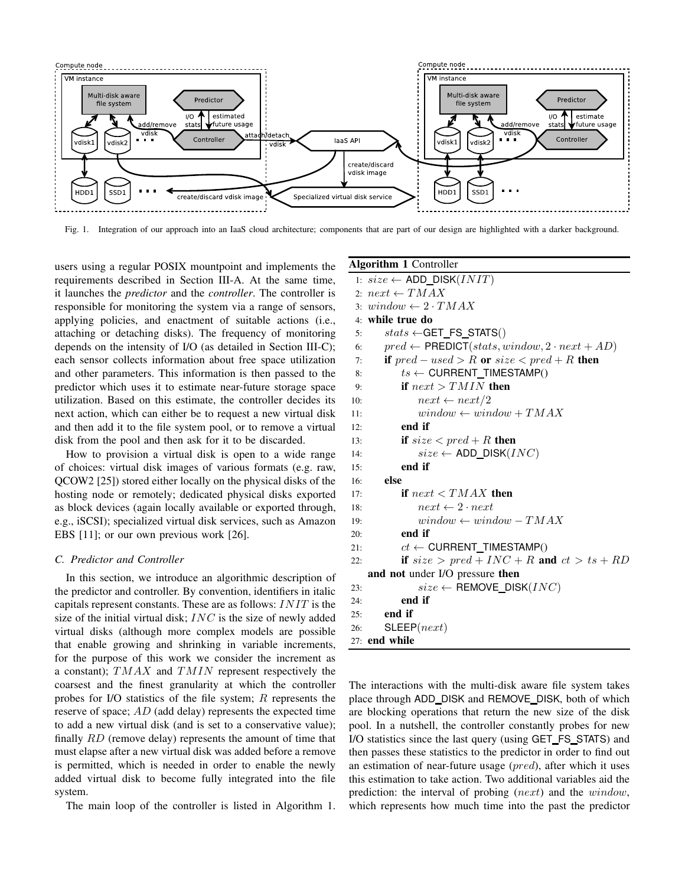Compute node

VM instance

Multi-disk aware file system

Predictor

I/O stats

estimated future usage

add/remove vdisk

Controller

attach/detach vdisk

vdisk1

vdisk2

HDD1

SSD1

create/discard vdisk image

IaaS API

create/discard vdisk image

Specialized virtual disk service

Compute node

VM instance

Multi-disk aware file system

Predictor

I/O stats

estimated future usage

add/remove vdisk

Controller

vdisk1

vdisk2

HDD1

SSD1

Fig. 1. Integration of our approach into an IaaS cloud architecture; components that are part of our design are highlighted with a darker background.

users using a regular POSIX mountpoint and implements the requirements described in Section III-A. At the same time, it launches the *predictor* and the *controller*. The controller is responsible for monitoring the system via a range of sensors, applying policies, and enactment of suitable actions (i.e., attaching or detaching disks). The frequency of monitoring depends on the intensity of I/O (as detailed in Section III-C); each sensor collects information about free space utilization and other parameters. This information is then passed to the predictor which uses it to estimate near-future storage space utilization. Based on this estimate, the controller decides its next action, which can either be to request a new virtual disk and then add it to the file system pool, or to remove a virtual disk from the pool and then ask for it to be discarded.

How to provision a virtual disk is open to a wide range of choices: virtual disk images of various formats (e.g. raw, QCOW2 [25]) stored either locally on the physical disks of the hosting node or remotely; dedicated physical disks exported as block devices (again locally available or exported through, e.g., iSCSI); specialized virtual disk services, such as Amazon EBS [11]; or our own previous work [26].

### C. Predictor and Controller

In this section, we introduce an algorithmic description of the predictor and controller. By convention, identifiers in italic capitals represent constants. These are as follows: $INIT$ is the size of the initial virtual disk; $INC$ is the size of newly added virtual disks (although more complex models are possible that enable growing and shrinking in variable increments, for the purpose of this work we consider the increment as a constant); $TMAX$ and $TMIN$ represent respectively the coarsest and the finest granularity at which the controller probes for I/O statistics of the file system; $R$ represents the reserve of space; $AD$ (add delay) represents the expected time to add a new virtual disk (and is set to a conservative value); finally $RD$ (remove delay) represents the amount of time that must elapse after a new virtual disk was added before a remove is permitted, which is needed in order to enable the newly added virtual disk to become fully integrated into the file system.

The main loop of the controller is listed in Algorithm 1.

**Algorithm 1** Controller

```
1: size ← ADD_DISK(INIT)
2: next ← TMAX
3: window ← 2 · TMAX
4: while true do
5:     stats ← GET_FS_STATS()
6:     pred ← PREDICT(stats, window, 2 · next + AD)
7:     if pred − used > R or size < pred + R then
8:         ts ← CURRENT_TIMESTAMP()
9:         if next > TMIN then
10:            next ← next/2
11:            window ← window + TMAX
12:        end if
13:        if size < pred + R then
14:            size ← ADD_DISK(INC)
15:        end if
16:    else
17:        if next < TMAX then
18:            next ← 2 · next
19:            window ← window − TMAX
20:        end if
21:        ct ← CURRENT_TIMESTAMP()
22:        if size > pred + INC + R and ct > ts + RD
           and not under I/O pressure then
23:            size ← REMOVE_DISK(INC)
24:        end if
25:    end if
26:    SLEEP(next)
27: end while
```

The interactions with the multi-disk aware file system takes place through ADD_DISK and REMOVE_DISK, both of which are blocking operations that return the new size of the disk pool. In a nutshell, the controller constantly probes for new I/O statistics since the last query (using GET_FS_STATS) and then passes these statistics to the predictor in order to find out an estimation of near-future usage ($pred$), after which it uses this estimation to take action. Two additional variables aid the prediction: the interval of probing ($next$) and the $window$, which represents how much time into the past the predictor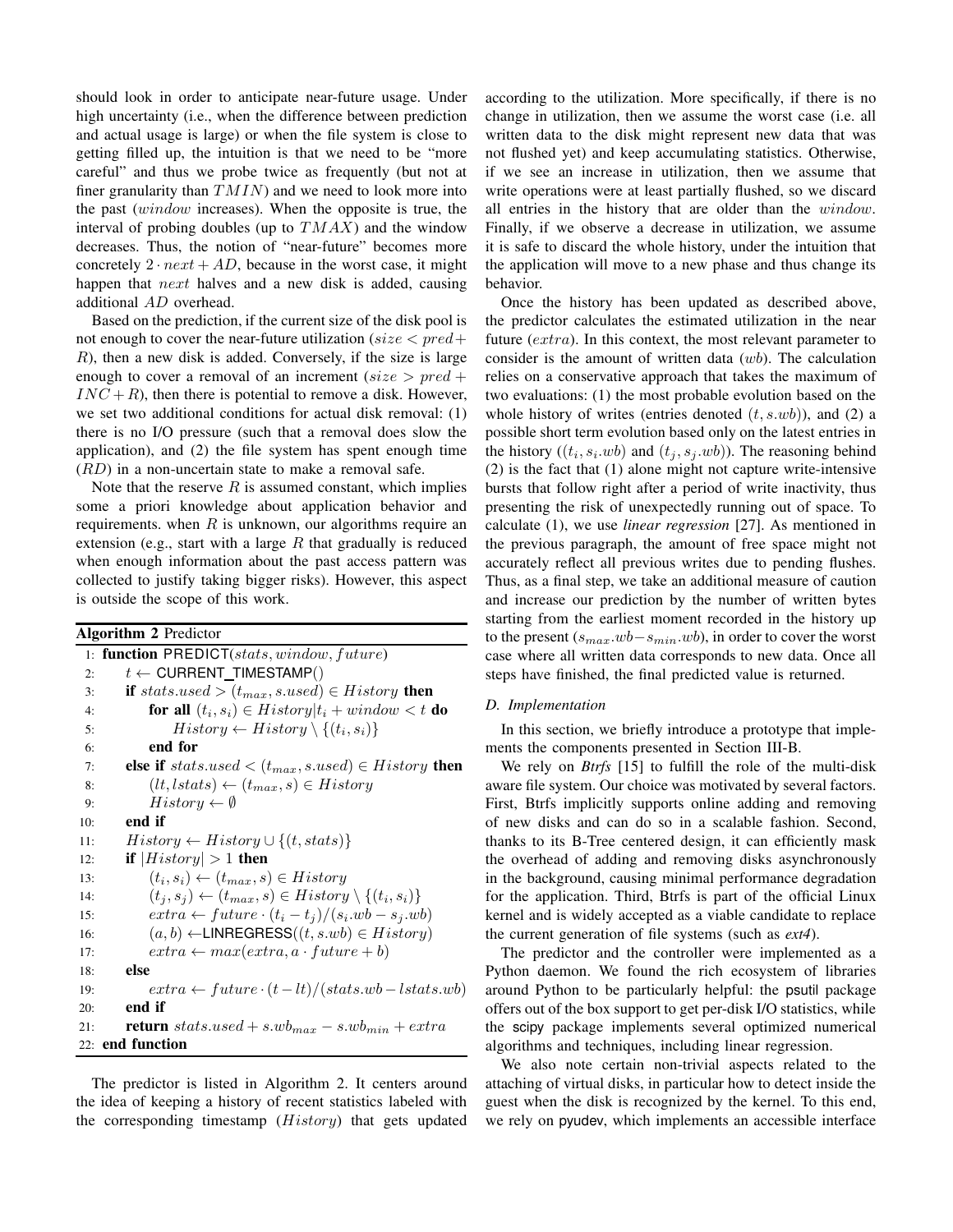should look in order to anticipate near-future usage. Under high uncertainty (i.e., when the difference between prediction and actual usage is large) or when the file system is close to getting filled up, the intuition is that we need to be "more careful" and thus we probe twice as frequently (but not at finer granularity than $TMIN$) and we need to look more into the past ($window$ increases). When the opposite is true, the interval of probing doubles (up to $TMAX$) and the window decreases. Thus, the notion of "near-future" becomes more concretely $2 \cdot next + AD$, because in the worst case, it might happen that $next$ halves and a new disk is added, causing additional $AD$ overhead.

Based on the prediction, if the current size of the disk pool is not enough to cover the near-future utilization ($size < pred + R$), then a new disk is added. Conversely, if the size is large enough to cover a removal of an increment ($size > pred + INC + R$), then there is potential to remove a disk. However, we set two additional conditions for actual disk removal: (1) there is no I/O pressure (such that a removal does slow the application), and (2) the file system has spent enough time ($RD$) in a non-uncertain state to make a removal safe.

Note that the reserve $R$ is assumed constant, which implies some a priori knowledge about application behavior and requirements. when $R$ is unknown, our algorithms require an extension (e.g., start with a large $R$ that gradually is reduced when enough information about the past access pattern was collected to justify taking bigger risks). However, this aspect is outside the scope of this work.

**Algorithm 2** Predictor

```
1:  function PREDICT(stats, window, future)
2:      t ← CURRENT_TIMESTAMP()
3:      if stats.used > (t_max, s.used) ∈ History then
4:          for all (t_i, s_i) ∈ History | t_i + window < t do
5:              History ← History \ {(t_i, s_i)}
6:          end for
7:      else if stats.used < (t_max, s.used) ∈ History then
8:          (lt, lstats) ← (t_max, s) ∈ History
9:          History ← ∅
10:     end if
11:     History ← History ∪ {(t, stats)}
12:     if |History| > 1 then
13:         (t_i, s_i) ← (t_max, s) ∈ History
14:         (t_j, s_j) ← (t_max, s) ∈ History \ {(t_i, s_i)}
15:         extra ← future · (t_i − t_j)/(s_i.wb − s_j.wb)
16:         (a, b) ← LINREGRESS((t, s.wb) ∈ History)
17:         extra ← max(extra, a · future + b)
18:     else
19:         extra ← future · (t − lt)/(stats.wb − lstats.wb)
20:     end if
21:     return stats.used + s.wb_max − s.wb_min + extra
22: end function
```

The predictor is listed in Algorithm 2. It centers around the idea of keeping a history of recent statistics labeled with the corresponding timestamp ($History$) that gets updated according to the utilization. More specifically, if there is no change in utilization, then we assume the worst case (i.e. all written data to the disk might represent new data that was not flushed yet) and keep accumulating statistics. Otherwise, if we see an increase in utilization, then we assume that write operations were at least partially flushed, so we discard all entries in the history that are older than the $window$. Finally, if we observe a decrease in utilization, we assume it is safe to discard the whole history, under the intuition that the application will move to a new phase and thus change its behavior.

Once the history has been updated as described above, the predictor calculates the estimated utilization in the near future ($extra$). In this context, the most relevant parameter to consider is the amount of written data ($wb$). The calculation relies on a conservative approach that takes the maximum of two evaluations: (1) the most probable evolution based on the whole history of writes (entries denoted $(t, s.wb)$), and (2) a possible short term evolution based only on the latest entries in the history ($(t_i, s_i.wb)$ and $(t_j, s_j.wb)$). The reasoning behind (2) is the fact that (1) alone might not capture write-intensive bursts that follow right after a period of write inactivity, thus presenting the risk of unexpectedly running out of space. To calculate (1), we use *linear regression* [27]. As mentioned in the previous paragraph, the amount of free space might not accurately reflect all previous writes due to pending flushes. Thus, as a final step, we take an additional measure of caution and increase our prediction by the number of written bytes starting from the earliest moment recorded in the history up to the present ($s_{max}.wb - s_{min}.wb$), in order to cover the worst case where all written data corresponds to new data. Once all steps have finished, the final predicted value is returned.

### D. Implementation

In this section, we briefly introduce a prototype that implements the components presented in Section III-B.

We rely on *Btrfs* [15] to fulfill the role of the multi-disk aware file system. Our choice was motivated by several factors. First, Btrfs implicitly supports online adding and removing of new disks and can do so in a scalable fashion. Second, thanks to its B-Tree centered design, it can efficiently mask the overhead of adding and removing disks asynchronously in the background, causing minimal performance degradation for the application. Third, Btrfs is part of the official Linux kernel and is widely accepted as a viable candidate to replace the current generation of file systems (such as *ext4*).

The predictor and the controller were implemented as a Python daemon. We found the rich ecosystem of libraries around Python to be particularly helpful: the psutil package offers out of the box support to get per-disk I/O statistics, while the scipy package implements several optimized numerical algorithms and techniques, including linear regression.

We also note certain non-trivial aspects related to the attaching of virtual disks, in particular how to detect inside the guest when the disk is recognized by the kernel. To this end, we rely on pyudev, which implements an accessible interface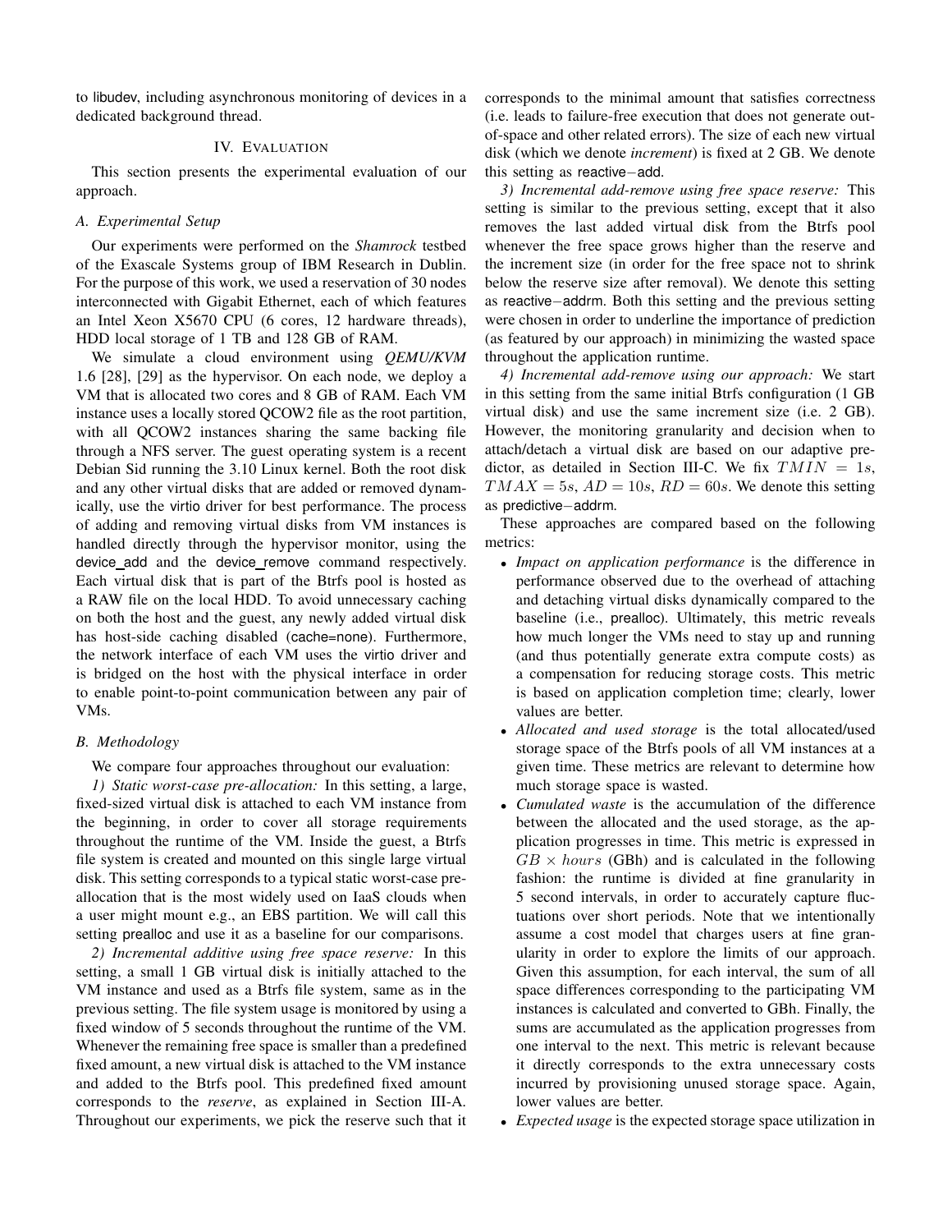to libudev, including asynchronous monitoring of devices in a dedicated background thread.

## IV. Evaluation

This section presents the experimental evaluation of our approach.

### A. Experimental Setup

Our experiments were performed on the *Shamrock* testbed of the Exascale Systems group of IBM Research in Dublin. For the purpose of this work, we used a reservation of 30 nodes interconnected with Gigabit Ethernet, each of which features an Intel Xeon X5670 CPU (6 cores, 12 hardware threads), HDD local storage of 1 TB and 128 GB of RAM.

We simulate a cloud environment using *QEMU/KVM* 1.6 [28], [29] as the hypervisor. On each node, we deploy a VM that is allocated two cores and 8 GB of RAM. Each VM instance uses a locally stored QCOW2 file as the root partition, with all QCOW2 instances sharing the same backing file through a NFS server. The guest operating system is a recent Debian Sid running the 3.10 Linux kernel. Both the root disk and any other virtual disks that are added or removed dynamically, use the virtio driver for best performance. The process of adding and removing virtual disks from VM instances is handled directly through the hypervisor monitor, using the device_add and the device_remove command respectively. Each virtual disk that is part of the Btrfs pool is hosted as a RAW file on the local HDD. To avoid unnecessary caching on both the host and the guest, any newly added virtual disk has host-side caching disabled (cache=none). Furthermore, the network interface of each VM uses the virtio driver and is bridged on the host with the physical interface in order to enable point-to-point communication between any pair of VMs.

### B. Methodology

We compare four approaches throughout our evaluation:

*1) Static worst-case pre-allocation:* In this setting, a large, fixed-sized virtual disk is attached to each VM instance from the beginning, in order to cover all storage requirements throughout the runtime of the VM. Inside the guest, a Btrfs file system is created and mounted on this single large virtual disk. This setting corresponds to a typical static worst-case pre-allocation that is the most widely used on IaaS clouds when a user might mount e.g., an EBS partition. We will call this setting prealloc and use it as a baseline for our comparisons.

*2) Incremental additive using free space reserve:* In this setting, a small 1 GB virtual disk is initially attached to the VM instance and used as a Btrfs file system, same as in the previous setting. The file system usage is monitored by using a fixed window of 5 seconds throughout the runtime of the VM. Whenever the remaining free space is smaller than a predefined fixed amount, a new virtual disk is attached to the VM instance and added to the Btrfs pool. This predefined fixed amount corresponds to the *reserve*, as explained in Section III-A. Throughout our experiments, we pick the reserve such that it corresponds to the minimal amount that satisfies correctness (i.e. leads to failure-free execution that does not generate out-of-space and other related errors). The size of each new virtual disk (which we denote *increment*) is fixed at 2 GB. We denote this setting as reactive−add.

*3) Incremental add-remove using free space reserve:* This setting is similar to the previous setting, except that it also removes the last added virtual disk from the Btrfs pool whenever the free space grows higher than the reserve and the increment size (in order for the free space not to shrink below the reserve size after removal). We denote this setting as reactive−addrm. Both this setting and the previous setting were chosen in order to underline the importance of prediction (as featured by our approach) in minimizing the wasted space throughout the application runtime.

*4) Incremental add-remove using our approach:* We start in this setting from the same initial Btrfs configuration (1 GB virtual disk) and use the same increment size (i.e. 2 GB). However, the monitoring granularity and decision when to attach/detach a virtual disk are based on our adaptive predictor, as detailed in Section III-C. We fix $TMIN = 1s$, $TMAX = 5s$, $AD = 10s$, $RD = 60s$. We denote this setting as predictive−addrm.

These approaches are compared based on the following metrics:

- *Impact on application performance* is the difference in performance observed due to the overhead of attaching and detaching virtual disks dynamically compared to the baseline (i.e., prealloc). Ultimately, this metric reveals how much longer the VMs need to stay up and running (and thus potentially generate extra compute costs) as a compensation for reducing storage costs. This metric is based on application completion time; clearly, lower values are better.
- *Allocated and used storage* is the total allocated/used storage space of the Btrfs pools of all VM instances at a given time. These metrics are relevant to determine how much storage space is wasted.
- *Cumulated waste* is the accumulation of the difference between the allocated and the used storage, as the application progresses in time. This metric is expressed in $GB \times hours$ (GBh) and is calculated in the following fashion: the runtime is divided at fine granularity in 5 second intervals, in order to accurately capture fluctuations over short periods. Note that we intentionally assume a cost model that charges users at fine granularity in order to explore the limits of our approach. Given this assumption, for each interval, the sum of all space differences corresponding to the participating VM instances is calculated and converted to GBh. Finally, the sums are accumulated as the application progresses from one interval to the next. This metric is relevant because it directly corresponds to the extra unnecessary costs incurred by provisioning unused storage space. Again, lower values are better.
- *Expected usage* is the expected storage space utilization in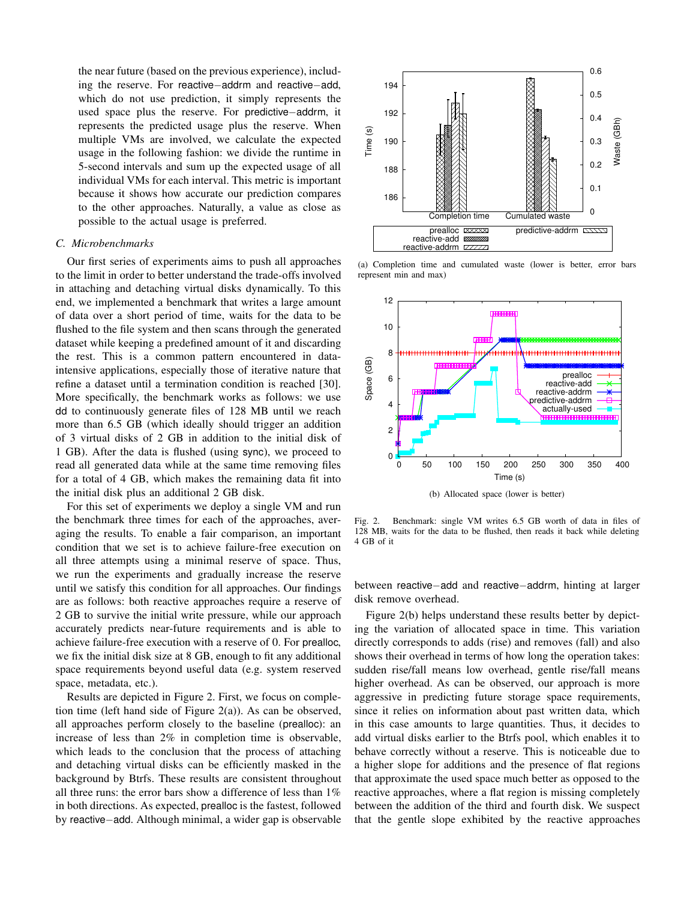the near future (based on the previous experience), including the reserve. For reactive−addrm and reactive−add, which do not use prediction, it simply represents the used space plus the reserve. For predictive−addrm, it represents the predicted usage plus the reserve. When multiple VMs are involved, we calculate the expected usage in the following fashion: we divide the runtime in 5-second intervals and sum up the expected usage of all individual VMs for each interval. This metric is important because it shows how accurate our prediction compares to the other approaches. Naturally, a value as close as possible to the actual usage is preferred.

### *C. Microbenchmarks*

Our first series of experiments aims to push all approaches to the limit in order to better understand the trade-offs involved in attaching and detaching virtual disks dynamically. To this end, we implemented a benchmark that writes a large amount of data over a short period of time, waits for the data to be flushed to the file system and then scans through the generated dataset while keeping a predefined amount of it and discarding the rest. This is a common pattern encountered in data-intensive applications, especially those of iterative nature that refine a dataset until a termination condition is reached [30]. More specifically, the benchmark works as follows: we use dd to continuously generate files of 128 MB until we reach more than 6.5 GB (which ideally should trigger an addition of 3 virtual disks of 2 GB in addition to the initial disk of 1 GB). After the data is flushed (using sync), we proceed to read all generated data while at the same time removing files for a total of 4 GB, which makes the remaining data fit into the initial disk plus an additional 2 GB disk.

For this set of experiments we deploy a single VM and run the benchmark three times for each of the approaches, averaging the results. To enable a fair comparison, an important condition that we set is to achieve failure-free execution on all three attempts using a minimal reserve of space. Thus, we run the experiments and gradually increase the reserve until we satisfy this condition for all approaches. Our findings are as follows: both reactive approaches require a reserve of 2 GB to survive the initial write pressure, while our approach accurately predicts near-future requirements and is able to achieve failure-free execution with a reserve of 0. For prealloc, we fix the initial disk size at 8 GB, enough to fit any additional space requirements beyond useful data (e.g. system reserved space, metadata, etc.).

Results are depicted in Figure 2. First, we focus on completion time (left hand side of Figure 2(a)). As can be observed, all approaches perform closely to the baseline (prealloc): an increase of less than 2% in completion time is observable, which leads to the conclusion that the process of attaching and detaching virtual disks can be efficiently masked in the background by Btrfs. These results are consistent throughout all three runs: the error bars show a difference of less than 1% in both directions. As expected, prealloc is the fastest, followed by reactive−add. Although minimal, a wider gap is observable between reactive−add and reactive−addrm, hinting at larger disk remove overhead.

(a) Completion time and cumulated waste (lower is better, error bars represent min and max)

(b) Allocated space (lower is better)

Fig. 2. Benchmark: single VM writes 6.5 GB worth of data in files of 128 MB, waits for the data to be flushed, then reads it back while deleting 4 GB of it

Figure 2(b) helps understand these results better by depicting the variation of allocated space in time. This variation directly corresponds to adds (rise) and removes (fall) and also shows their overhead in terms of how long the operation takes: sudden rise/fall means low overhead, gentle rise/fall means higher overhead. As can be observed, our approach is more aggressive in predicting future storage space requirements, since it relies on information about past written data, which in this case amounts to large quantities. Thus, it decides to add virtual disks earlier to the Btrfs pool, which enables it to behave correctly without a reserve. This is noticeable due to a higher slope for additions and the presence of flat regions that approximate the used space much better as opposed to the reactive approaches, where a flat region is missing completely between the addition of the third and fourth disk. We suspect that the gentle slope exhibited by the reactive approaches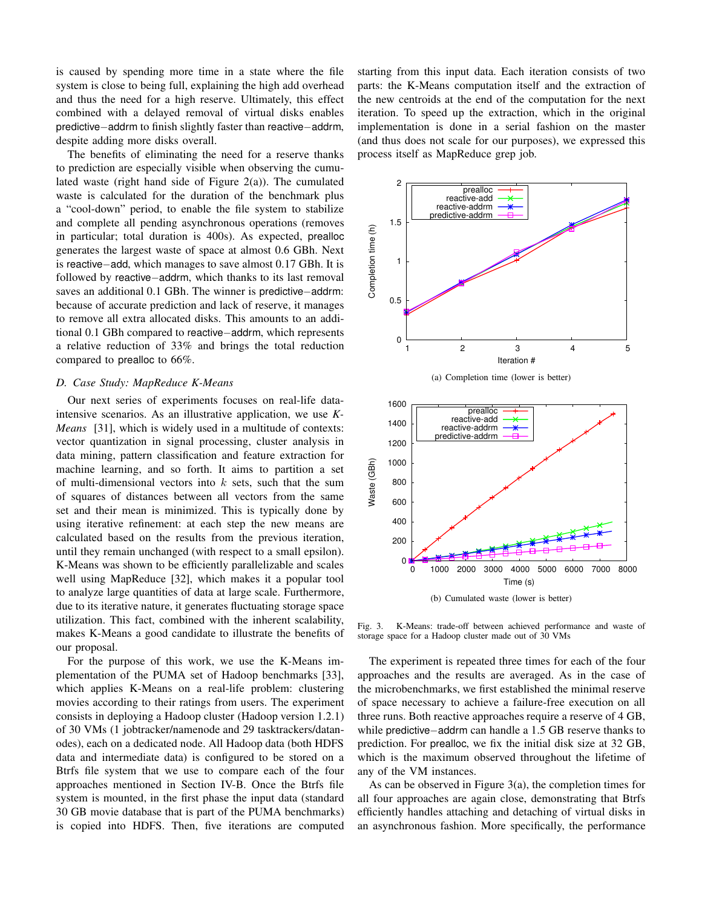is caused by spending more time in a state where the file system is close to being full, explaining the high add overhead and thus the need for a high reserve. Ultimately, this effect combined with a delayed removal of virtual disks enables predictive−addrm to finish slightly faster than reactive−addrm, despite adding more disks overall.

The benefits of eliminating the need for a reserve thanks to prediction are especially visible when observing the cumulated waste (right hand side of Figure 2(a)). The cumulated waste is calculated for the duration of the benchmark plus a "cool-down" period, to enable the file system to stabilize and complete all pending asynchronous operations (removes in particular; total duration is 400s). As expected, prealloc generates the largest waste of space at almost 0.6 GBh. Next is reactive−add, which manages to save almost 0.17 GBh. It is followed by reactive−addrm, which thanks to its last removal saves an additional 0.1 GBh. The winner is predictive−addrm: because of accurate prediction and lack of reserve, it manages to remove all extra allocated disks. This amounts to an additional 0.1 GBh compared to reactive−addrm, which represents a relative reduction of 33% and brings the total reduction compared to prealloc to 66%.

### D. Case Study: MapReduce K-Means

Our next series of experiments focuses on real-life data-intensive scenarios. As an illustrative application, we use *K-Means* [31], which is widely used in a multitude of contexts: vector quantization in signal processing, cluster analysis in data mining, pattern classification and feature extraction for machine learning, and so forth. It aims to partition a set of multi-dimensional vectors into $k$ sets, such that the sum of squares of distances between all vectors from the same set and their mean is minimized. This is typically done by using iterative refinement: at each step the new means are calculated based on the results from the previous iteration, until they remain unchanged (with respect to a small epsilon). K-Means was shown to be efficiently parallelizable and scales well using MapReduce [32], which makes it a popular tool to analyze large quantities of data at large scale. Furthermore, due to its iterative nature, it generates fluctuating storage space utilization. This fact, combined with the inherent scalability, makes K-Means a good candidate to illustrate the benefits of our proposal.

For the purpose of this work, we use the K-Means implementation of the PUMA set of Hadoop benchmarks [33], which applies K-Means on a real-life problem: clustering movies according to their ratings from users. The experiment consists in deploying a Hadoop cluster (Hadoop version 1.2.1) of 30 VMs (1 jobtracker/namenode and 29 tasktrackers/datanodes), each on a dedicated node. All Hadoop data (both HDFS data and intermediate data) is configured to be stored on a Btrfs file system that we use to compare each of the four approaches mentioned in Section IV-B. Once the Btrfs file system is mounted, in the first phase the input data (standard 30 GB movie database that is part of the PUMA benchmarks) is copied into HDFS. Then, five iterations are computed starting from this input data. Each iteration consists of two parts: the K-Means computation itself and the extraction of the new centroids at the end of the computation for the next iteration. To speed up the extraction, which in the original implementation is done in a serial fashion on the master (and thus does not scale for our purposes), we expressed this process itself as MapReduce grep job.

(a) Completion time (lower is better)

(b) Cumulated waste (lower is better)

Fig. 3. K-Means: trade-off between achieved performance and waste of storage space for a Hadoop cluster made out of 30 VMs

The experiment is repeated three times for each of the four approaches and the results are averaged. As in the case of the microbenchmarks, we first established the minimal reserve of space necessary to achieve a failure-free execution on all three runs. Both reactive approaches require a reserve of 4 GB, while predictive−addrm can handle a 1.5 GB reserve thanks to prediction. For prealloc, we fix the initial disk size at 32 GB, which is the maximum observed throughout the lifetime of any of the VM instances.

As can be observed in Figure 3(a), the completion times for all four approaches are again close, demonstrating that Btrfs efficiently handles attaching and detaching of virtual disks in an asynchronous fashion. More specifically, the performance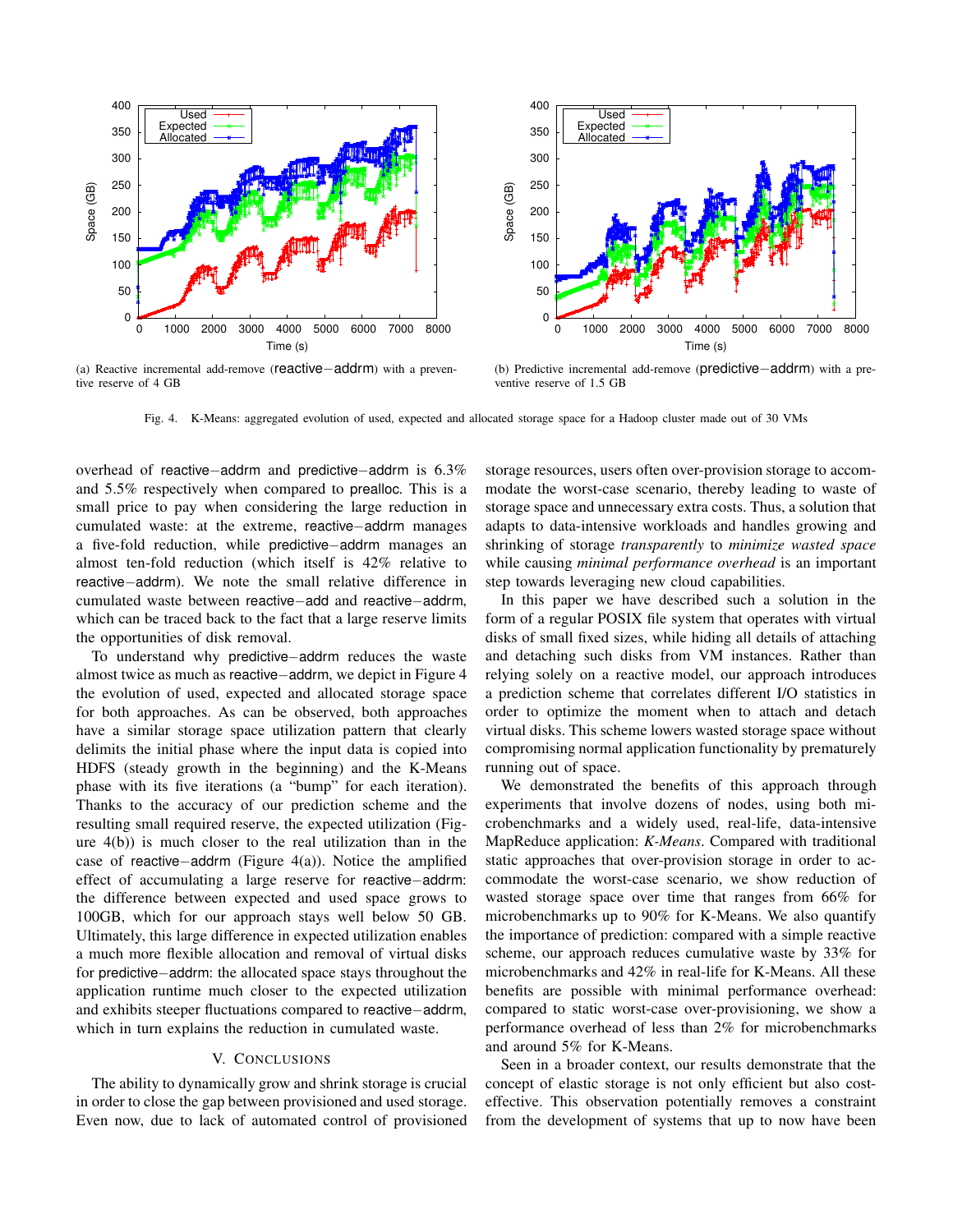400
350
300
250
200
150
100
50
0

Space (GB)

0 1000 2000 3000 4000 5000 6000 7000 8000

Time (s)

Used
Expected
Allocated

(a) Reactive incremental add-remove (reactive−addrm) with a preventive reserve of 4 GB

400
350
300
250
200
150
100
50
0

Space (GB)

0 1000 2000 3000 4000 5000 6000 7000 8000

Time (s)

Used
Expected
Allocated

(b) Predictive incremental add-remove (predictive−addrm) with a preventive reserve of 1.5 GB

Fig. 4. K-Means: aggregated evolution of used, expected and allocated storage space for a Hadoop cluster made out of 30 VMs

overhead of reactive−addrm and predictive−addrm is 6.3% and 5.5% respectively when compared to prealloc. This is a small price to pay when considering the large reduction in cumulated waste: at the extreme, reactive−addrm manages a five-fold reduction, while predictive−addrm manages an almost ten-fold reduction (which itself is 42% relative to reactive−addrm). We note the small relative difference in cumulated waste between reactive−add and reactive−addrm, which can be traced back to the fact that a large reserve limits the opportunities of disk removal.

To understand why predictive−addrm reduces the waste almost twice as much as reactive−addrm, we depict in Figure 4 the evolution of used, expected and allocated storage space for both approaches. As can be observed, both approaches have a similar storage space utilization pattern that clearly delimits the initial phase where the input data is copied into HDFS (steady growth in the beginning) and the K-Means phase with its five iterations (a "bump" for each iteration). Thanks to the accuracy of our prediction scheme and the resulting small required reserve, the expected utilization (Figure 4(b)) is much closer to the real utilization than in the case of reactive−addrm (Figure 4(a)). Notice the amplified effect of accumulating a large reserve for reactive−addrm: the difference between expected and used space grows to 100GB, which for our approach stays well below 50 GB. Ultimately, this large difference in expected utilization enables a much more flexible allocation and removal of virtual disks for predictive−addrm: the allocated space stays throughout the application runtime much closer to the expected utilization and exhibits steeper fluctuations compared to reactive−addrm, which in turn explains the reduction in cumulated waste.

## V. Conclusions

The ability to dynamically grow and shrink storage is crucial in order to close the gap between provisioned and used storage. Even now, due to lack of automated control of provisioned storage resources, users often over-provision storage to accommodate the worst-case scenario, thereby leading to waste of storage space and unnecessary extra costs. Thus, a solution that adapts to data-intensive workloads and handles growing and shrinking of storage *transparently* to *minimize wasted space* while causing *minimal performance overhead* is an important step towards leveraging new cloud capabilities.

In this paper we have described such a solution in the form of a regular POSIX file system that operates with virtual disks of small fixed sizes, while hiding all details of attaching and detaching such disks from VM instances. Rather than relying solely on a reactive model, our approach introduces a prediction scheme that correlates different I/O statistics in order to optimize the moment when to attach and detach virtual disks. This scheme lowers wasted storage space without compromising normal application functionality by prematurely running out of space.

We demonstrated the benefits of this approach through experiments that involve dozens of nodes, using both microbenchmarks and a widely used, real-life, data-intensive MapReduce application: *K-Means*. Compared with traditional static approaches that over-provision storage in order to accommodate the worst-case scenario, we show reduction of wasted storage space over time that ranges from 66% for microbenchmarks up to 90% for K-Means. We also quantify the importance of prediction: compared with a simple reactive scheme, our approach reduces cumulative waste by 33% for microbenchmarks and 42% in real-life for K-Means. All these benefits are possible with minimal performance overhead: compared to static worst-case over-provisioning, we show a performance overhead of less than 2% for microbenchmarks and around 5% for K-Means.

Seen in a broader context, our results demonstrate that the concept of elastic storage is not only efficient but also cost-effective. This observation potentially removes a constraint from the development of systems that up to now have been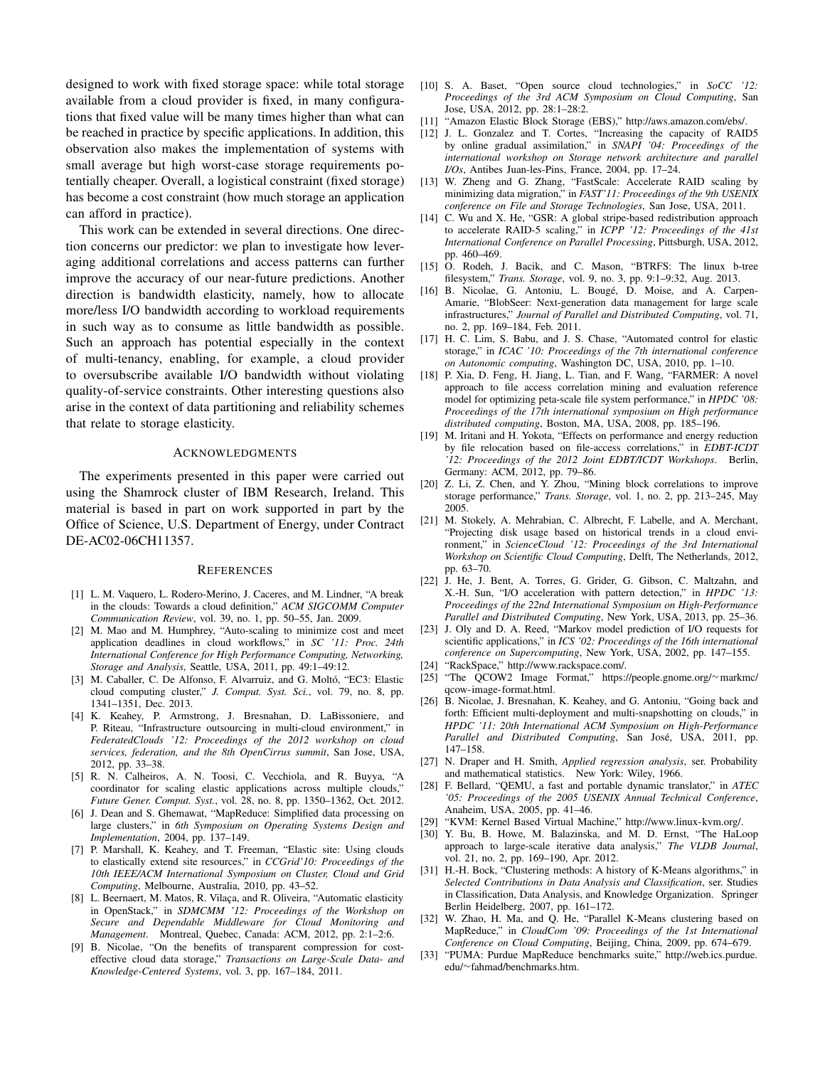designed to work with fixed storage space: while total storage available from a cloud provider is fixed, in many configurations that fixed value will be many times higher than what can be reached in practice by specific applications. In addition, this observation also makes the implementation of systems with small average but high worst-case storage requirements potentially cheaper. Overall, a logistical constraint (fixed storage) has become a cost constraint (how much storage an application can afford in practice).

This work can be extended in several directions. One direction concerns our predictor: we plan to investigate how leveraging additional correlations and access patterns can further improve the accuracy of our near-future predictions. Another direction is bandwidth elasticity, namely, how to allocate more/less I/O bandwidth according to workload requirements in such way as to consume as little bandwidth as possible. Such an approach has potential especially in the context of multi-tenancy, enabling, for example, a cloud provider to oversubscribe available I/O bandwidth without violating quality-of-service constraints. Other interesting questions also arise in the context of data partitioning and reliability schemes that relate to storage elasticity.

## Acknowledgments

The experiments presented in this paper were carried out using the Shamrock cluster of IBM Research, Ireland. This material is based in part on work supported in part by the Office of Science, U.S. Department of Energy, under Contract DE-AC02-06CH11357.

## References

[1] L. M. Vaquero, L. Rodero-Merino, J. Caceres, and M. Lindner, "A break in the clouds: Towards a cloud definition," *ACM SIGCOMM Computer Communication Review*, vol. 39, no. 1, pp. 50–55, Jan. 2009.

[2] M. Mao and M. Humphrey, "Auto-scaling to minimize cost and meet application deadlines in cloud workflows," in *SC '11: Proc. 24th International Conference for High Performance Computing, Networking, Storage and Analysis*, Seattle, USA, 2011, pp. 49:1–49:12.

[3] M. Caballer, C. De Alfonso, F. Alvarruiz, and G. Moltó, "EC3: Elastic cloud computing cluster," *J. Comput. Syst. Sci.*, vol. 79, no. 8, pp. 1341–1351, Dec. 2013.

[4] K. Keahey, P. Armstrong, J. Bresnahan, D. LaBissoniere, and P. Riteau, "Infrastructure outsourcing in multi-cloud environment," in *FederatedClouds '12: Proceedings of the 2012 workshop on cloud services, federation, and the 8th OpenCirrus summit*, San Jose, USA, 2012, pp. 33–38.

[5] R. N. Calheiros, A. N. Toosi, C. Vecchiola, and R. Buyya, "A coordinator for scaling elastic applications across multiple clouds," *Future Gener. Comput. Syst.*, vol. 28, no. 8, pp. 1350–1362, Oct. 2012.

[6] J. Dean and S. Ghemawat, "MapReduce: Simplified data processing on large clusters," in *6th Symposium on Operating Systems Design and Implementation*, 2004, pp. 137–149.

[7] P. Marshall, K. Keahey, and T. Freeman, "Elastic site: Using clouds to elastically extend site resources," in *CCGrid'10: Proceedings of the 10th IEEE/ACM International Symposium on Cluster, Cloud and Grid Computing*, Melbourne, Australia, 2010, pp. 43–52.

[8] L. Beernaert, M. Matos, R. Vilaça, and R. Oliveira, "Automatic elasticity in OpenStack," in *SDMCMM '12: Proceedings of the Workshop on Secure and Dependable Middleware for Cloud Monitoring and Management*. Montreal, Quebec, Canada: ACM, 2012, pp. 2:1–2:6.

[9] B. Nicolae, "On the benefits of transparent compression for cost-effective cloud data storage," *Transactions on Large-Scale Data- and Knowledge-Centered Systems*, vol. 3, pp. 167–184, 2011.

[10] S. A. Baset, "Open source cloud technologies," in *SoCC '12: Proceedings of the 3rd ACM Symposium on Cloud Computing*, San Jose, USA, 2012, pp. 28:1–28:2.

[11] "Amazon Elastic Block Storage (EBS)," http://aws.amazon.com/ebs/.

[12] J. L. Gonzalez and T. Cortes, "Increasing the capacity of RAID5 by online gradual assimilation," in *SNAPI '04: Proceedings of the international workshop on Storage network architecture and parallel I/Os*, Antibes Juan-les-Pins, France, 2004, pp. 17–24.

[13] W. Zheng and G. Zhang, "FastScale: Accelerate RAID scaling by minimizing data migration," in *FAST'11: Proceedings of the 9th USENIX conference on File and Storage Technologies*, San Jose, USA, 2011.

[14] C. Wu and X. He, "GSR: A global stripe-based redistribution approach to accelerate RAID-5 scaling," in *ICPP '12: Proceedings of the 41st International Conference on Parallel Processing*, Pittsburgh, USA, 2012, pp. 460–469.

[15] O. Rodeh, J. Bacik, and C. Mason, "BTRFS: The linux b-tree filesystem," *Trans. Storage*, vol. 9, no. 3, pp. 9:1–9:32, Aug. 2013.

[16] B. Nicolae, G. Antoniu, L. Bougé, D. Moise, and A. Carpen-Amarie, "BlobSeer: Next-generation data management for large scale infrastructures," *Journal of Parallel and Distributed Computing*, vol. 71, no. 2, pp. 169–184, Feb. 2011.

[17] H. C. Lim, S. Babu, and J. S. Chase, "Automated control for elastic storage," in *ICAC '10: Proceedings of the 7th international conference on Autonomic computing*, Washington DC, USA, 2010, pp. 1–10.

[18] P. Xia, D. Feng, H. Jiang, L. Tian, and F. Wang, "FARMER: A novel approach to file access correlation mining and evaluation reference model for optimizing peta-scale file system performance," in *HPDC '08: Proceedings of the 17th international symposium on High performance distributed computing*, Boston, MA, USA, 2008, pp. 185–196.

[19] M. Iritani and H. Yokota, "Effects on performance and energy reduction by file relocation based on file-access correlations," in *EDBT-ICDT '12: Proceedings of the 2012 Joint EDBT/ICDT Workshops*. Berlin, Germany: ACM, 2012, pp. 79–86.

[20] Z. Li, Z. Chen, and Y. Zhou, "Mining block correlations to improve storage performance," *Trans. Storage*, vol. 1, no. 2, pp. 213–245, May 2005.

[21] M. Stokely, A. Mehrabian, C. Albrecht, F. Labelle, and A. Merchant, "Projecting disk usage based on historical trends in a cloud environment," in *ScienceCloud '12: Proceedings of the 3rd International Workshop on Scientific Cloud Computing*, Delft, The Netherlands, 2012, pp. 63–70.

[22] J. He, J. Bent, A. Torres, G. Grider, G. Gibson, C. Maltzahn, and X.-H. Sun, "I/O acceleration with pattern detection," in *HPDC '13: Proceedings of the 22nd International Symposium on High-Performance Parallel and Distributed Computing*, New York, USA, 2013, pp. 25–36.

[23] J. Oly and D. A. Reed, "Markov model prediction of I/O requests for scientific applications," in *ICS '02: Proceedings of the 16th international conference on Supercomputing*, New York, USA, 2002, pp. 147–155.

[24] "RackSpace," http://www.rackspace.com/.

[25] "The QCOW2 Image Format," https://people.gnome.org/~markmc/qcow-image-format.html.

[26] B. Nicolae, J. Bresnahan, K. Keahey, and G. Antoniu, "Going back and forth: Efficient multi-deployment and multi-snapshotting on clouds," in *HPDC '11: 20th International ACM Symposium on High-Performance Parallel and Distributed Computing*, San José, USA, 2011, pp. 147–158.

[27] N. Draper and H. Smith, *Applied regression analysis*, ser. Probability and mathematical statistics. New York: Wiley, 1966.

[28] F. Bellard, "QEMU, a fast and portable dynamic translator," in *ATEC '05: Proceedings of the 2005 USENIX Annual Technical Conference*, Anaheim, USA, 2005, pp. 41–46.

[29] "KVM: Kernel Based Virtual Machine," http://www.linux-kvm.org/.

[30] Y. Bu, B. Howe, M. Balazinska, and M. D. Ernst, "The HaLoop approach to large-scale iterative data analysis," *The VLDB Journal*, vol. 21, no. 2, pp. 169–190, Apr. 2012.

[31] H.-H. Bock, "Clustering methods: A history of K-Means algorithms," in *Selected Contributions in Data Analysis and Classification*, ser. Studies in Classification, Data Analysis, and Knowledge Organization. Springer Berlin Heidelberg, 2007, pp. 161–172.

[32] W. Zhao, H. Ma, and Q. He, "Parallel K-Means clustering based on MapReduce," in *CloudCom '09: Proceedings of the 1st International Conference on Cloud Computing*, Beijing, China, 2009, pp. 674–679.

[33] "PUMA: Purdue MapReduce benchmarks suite," http://web.ics.purdue.edu/~fahmad/benchmarks.htm.